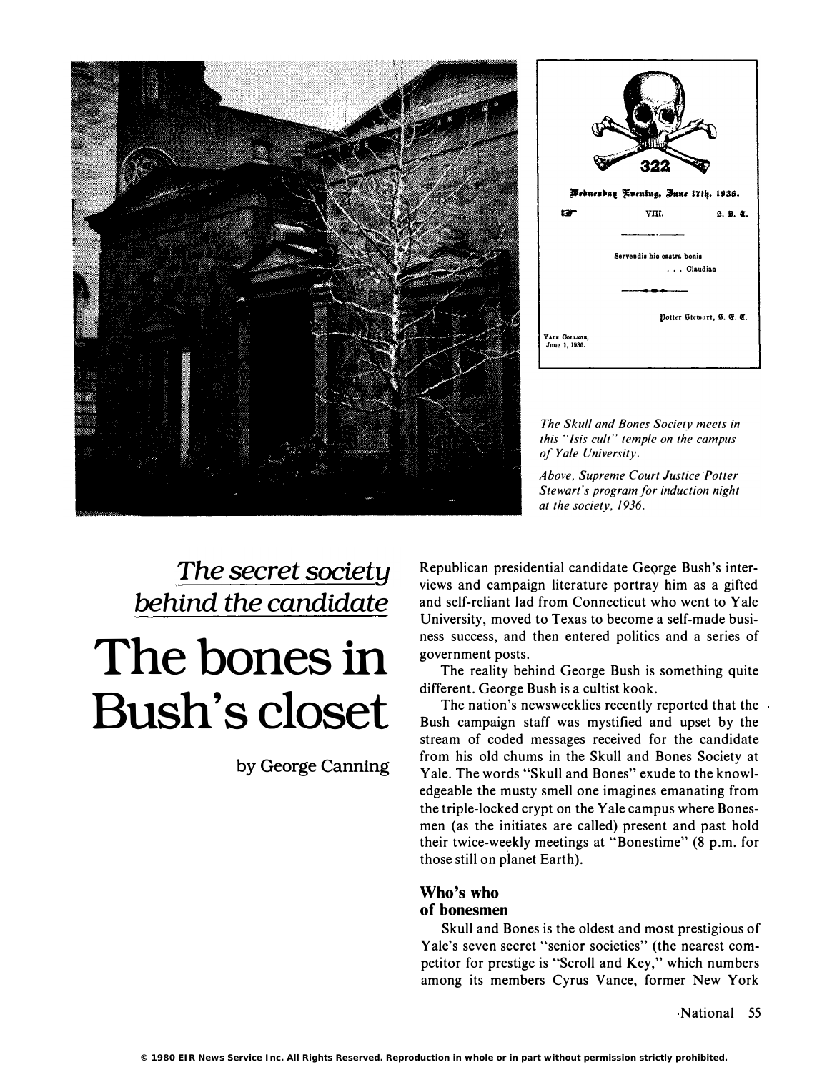The Skull and Bones Society meets in this "Isis cult" temple on the campus of Yale University.

Above, Supreme Court Justice Potter Stewart's program for induction night at the society, 1936.

### *The secret society behind the candidate*

# The bones in Bush's closet

by George Canning

Republican presidential candidate George Bush's interviews and campaign literature portray him as a gifted and self-reliant lad from Connecticut who went to Yale University, moved to Texas to become a self-made business success, and then entered politics and a series of government posts.

The reality behind George Bush is something quite different. George Bush is a cultist kook.

The nation's newsweeklies recently reported that the Bush campaign staff was mystified and upset by the stream of coded messages received for the candidate from his old chums in the Skull and Bones Society at Yale. The words "Skull and Bones" exude to the knowledgeable the musty smell one imagines emanating from the triple-locked crypt on the Yale campus where Bonesmen (as the initiates are called) present and past hold their twice-weekly meetings at "Bonestime" (8 p.m. for those still on planet Earth).

## Who's who of bonesmen

Skull and Bones is the oldest and most prestigious of Yale's seven secret "senior societies" (the nearest competitor for prestige is "Scroll and Key," which numbers among its members Cyrus Vance, former New York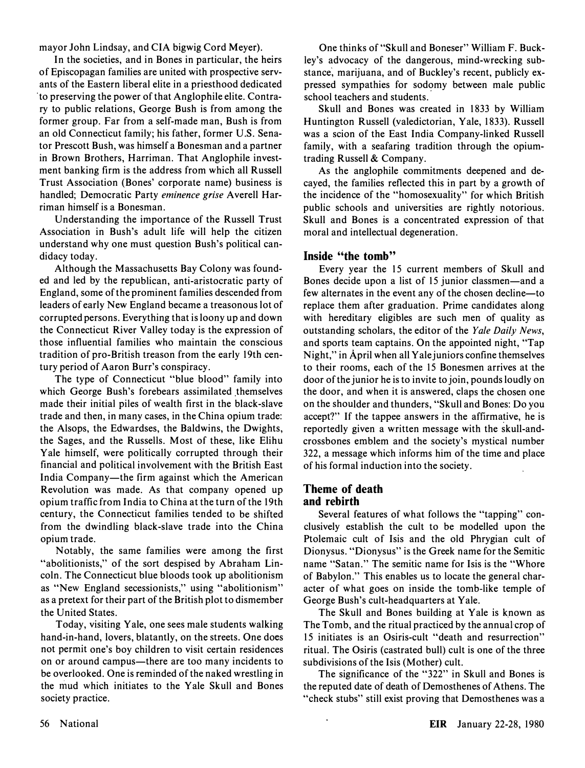mayor John Lindsay, and CIA bigwig Cord Meyer).

In the societies, and in Bones in particular, the heirs of Episcopagan families are united with prospective servants of the Eastern liberal elite in a priesthood dedicated to preserving the power of that Anglophile elite. Contrary to public relations, George Bush is from among the former group. Far from a self-made man, Bush is from an old Connecticut family; his father, former U.S. Senator Prescott Bush, was himself a Bonesman and a partner in Brown Brothers, Harriman. That Anglophile investment banking firm is the address from which all Russell Trust Association (Bones' corporate name) business is handled; Democratic Party *eminence grise* Averell Harriman himself is a Bonesman.

Understanding the importance of the Russell Trust Association in Bush's adult life will help the citizen understand why one must question Bush's political candidacy today.

Although the Massachusetts Bay Colony was founded and led by the republican, anti-aristocratic party of England, some of the prominent families descended from leaders of early New England became a treasonous lot of corrupted persons. Everything that is loony up and down the Connecticut River Valley today is the expression of those influential families who maintain the conscious tradition of pro-British treason from the early 19th century period of Aaron Burr's conspiracy.

The type of Connecticut "blue blood" family into which George Bush's forebears assimilated themselves made their initial piles of wealth first in the black-slave trade and then, in many cases, in the China opium trade: the Alsops, the Edwardses, the Baldwins, the Dwights, the Sages, and the Russells. Most of these, like Elihu Yale himself, were politically corrupted through their financial and political involvement with the British East India Company—the firm against which the American Revolution was made. As that company opened up opium traffic from India to China at the turn of the 19th century, the Connecticut families tended to be shifted from the dwindling black-slave trade into the China opium trade.

Notably, the same families were among the first "abolitionists," of the sort despised by Abraham Lincoln. The Connecticut blue bloods took up abolitionism as "New England secessionists," using "abolitionism" as a pretext for their part of the British plot to dismember the United States.

Today, visiting Yale, one sees male students walking hand-in-hand, lovers, blatantly, on the streets. One does not permit one's boy children to visit certain residences on or around campus—there are too many incidents to be overlooked. One is reminded of the naked wrestling in the mud which initiates to the Yale Skull and Bones society practice.

One thinks of "Skull and Boneser" William F. Buckley's advocacy of the dangerous, mind-wrecking substance, marijuana, and of Buckley's recent, publicly expressed sympathies for sodomy between male public school teachers and students.

Skull and Bones was created in 1833 by William Huntington Russell (valedictorian, Yale, 1833). Russell was a scion of the East India Company-linked Russell family, with a seafaring tradition through the opium-trading Russell & Company.

As the anglophile commitments deepened and decayed, the families reflected this in part by a growth of the incidence of the "homosexuality" for which British public schools and universities are rightly notorious. Skull and Bones is a concentrated expression of that moral and intellectual degeneration.

## Inside "the tomb"

Every year the 15 current members of Skull and Bones decide upon a list of 15 junior classmen—and a few alternates in the event any of the chosen decline—to replace them after graduation. Prime candidates along with hereditary eligibles are such men of quality as outstanding scholars, the editor of the *Yale Daily News*, and sports team captains. On the appointed night, "Tap Night," in April when all Yale juniors confine themselves to their rooms, each of the 15 Bonesmen arrives at the door of the junior he is to invite to join, pounds loudly on the door, and when it is answered, claps the chosen one on the shoulder and thunders, "Skull and Bones: Do you accept?" If the tappee answers in the affirmative, he is reportedly given a written message with the skull-and-crossbones emblem and the society's mystical number 322, a message which informs him of the time and place of his formal induction into the society.

## Theme of death and rebirth

Several features of what follows the "tapping" conclusively establish the cult to be modelled upon the Ptolemaic cult of Isis and the old Phrygian cult of Dionysus. "Dionysus" is the Greek name for the Semitic name "Satan." The semitic name for Isis is the "Whore of Babylon." This enables us to locate the general character of what goes on inside the tomb-like temple of George Bush's cult-headquarters at Yale.

The Skull and Bones building at Yale is known as The Tomb, and the ritual practiced by the annual crop of 15 initiates is an Osiris-cult "death and resurrection" ritual. The Osiris (castrated bull) cult is one of the three subdivisions of the Isis (Mother) cult.

The significance of the "322" in Skull and Bones is the reputed date of death of Demosthenes of Athens. The "check stubs" still exist proving that Demosthenes was a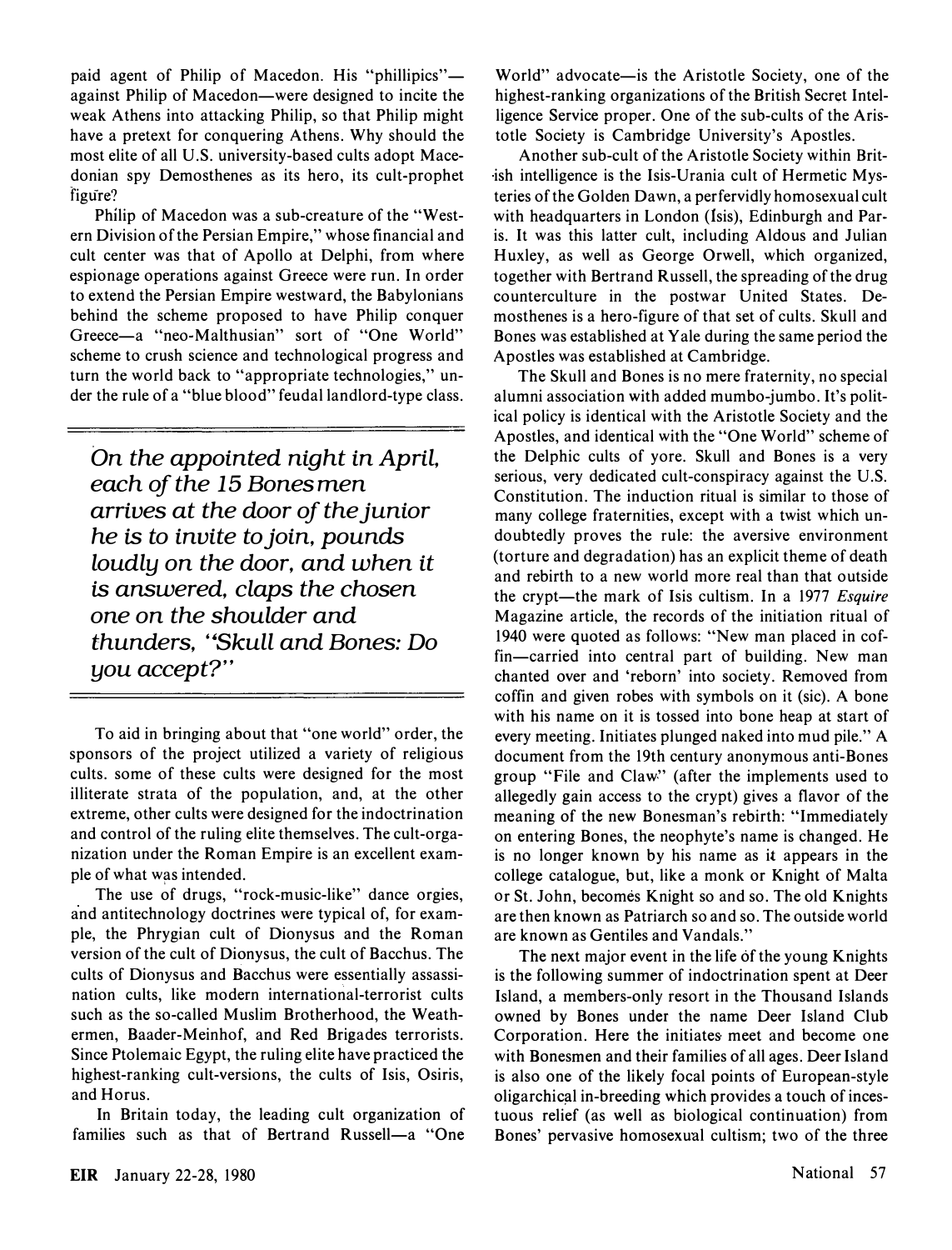paid agent of Philip of Macedon. His "phillipics"—against Philip of Macedon—were designed to incite the weak Athens into attacking Philip, so that Philip might have a pretext for conquering Athens. Why should the most elite of all U.S. university-based cults adopt Macedonian spy Demosthenes as its hero, its cult-prophet figure?

Philip of Macedon was a sub-creature of the "Western Division of the Persian Empire," whose financial and cult center was that of Apollo at Delphi, from where espionage operations against Greece were run. In order to extend the Persian Empire westward, the Babylonians behind the scheme proposed to have Philip conquer Greece—a "neo-Malthusian" sort of "One World" scheme to crush science and technological progress and turn the world back to "appropriate technologies," under the rule of a "blue blood" feudal landlord-type class.

*On the appointed night in April, each of the 15 Bonesmen arrives at the door of the junior he is to invite to join, pounds loudly on the door, and when it is answered, claps the chosen one on the shoulder and thunders, "Skull and Bones: Do you accept?"*

To aid in bringing about that "one world" order, the sponsors of the project utilized a variety of religious cults. some of these cults were designed for the most illiterate strata of the population, and, at the other extreme, other cults were designed for the indoctrination and control of the ruling elite themselves. The cult-organization under the Roman Empire is an excellent example of what was intended.

The use of drugs, "rock-music-like" dance orgies, and antitechnology doctrines were typical of, for example, the Phrygian cult of Dionysus and the Roman version of the cult of Dionysus, the cult of Bacchus. The cults of Dionysus and Bacchus were essentially assassination cults, like modern international-terrorist cults such as the so-called Muslim Brotherhood, the Weathermen, Baader-Meinhof, and Red Brigades terrorists. Since Ptolemaic Egypt, the ruling elite have practiced the highest-ranking cult-versions, the cults of Isis, Osiris, and Horus.

In Britain today, the leading cult organization of families such as that of Bertrand Russell—a "One World" advocate—is the Aristotle Society, one of the highest-ranking organizations of the British Secret Intelligence Service proper. One of the sub-cults of the Aristotle Society is Cambridge University's Apostles.

Another sub-cult of the Aristotle Society within British intelligence is the Isis-Urania cult of Hermetic Mysteries of the Golden Dawn, a perfervidly homosexual cult with headquarters in London (Isis), Edinburgh and Paris. It was this latter cult, including Aldous and Julian Huxley, as well as George Orwell, which organized, together with Bertrand Russell, the spreading of the drug counterculture in the postwar United States. Demosthenes is a hero-figure of that set of cults. Skull and Bones was established at Yale during the same period the Apostles was established at Cambridge.

The Skull and Bones is no mere fraternity, no special alumni association with added mumbo-jumbo. It's political policy is identical with the Aristotle Society and the Apostles, and identical with the "One World" scheme of the Delphic cults of yore. Skull and Bones is a very serious, very dedicated cult-conspiracy against the U.S. Constitution. The induction ritual is similar to those of many college fraternities, except with a twist which undoubtedly proves the rule: the aversive environment (torture and degradation) has an explicit theme of death and rebirth to a new world more real than that outside the crypt—the mark of Isis cultism. In a 1977 *Esquire* Magazine article, the records of the initiation ritual of 1940 were quoted as follows: "New man placed in coffin—carried into central part of building. New man chanted over and 'reborn' into society. Removed from coffin and given robes with symbols on it (sic). A bone with his name on it is tossed into bone heap at start of every meeting. Initiates plunged naked into mud pile." A document from the 19th century anonymous anti-Bones group "File and Claw" (after the implements used to allegedly gain access to the crypt) gives a flavor of the meaning of the new Bonesman's rebirth: "Immediately on entering Bones, the neophyte's name is changed. He is no longer known by his name as it appears in the college catalogue, but, like a monk or Knight of Malta or St. John, becomes Knight so and so. The old Knights are then known as Patriarch so and so. The outside world are known as Gentiles and Vandals."

The next major event in the life of the young Knights is the following summer of indoctrination spent at Deer Island, a members-only resort in the Thousand Islands owned by Bones under the name Deer Island Club Corporation. Here the initiates meet and become one with Bonesmen and their families of all ages. Deer Island is also one of the likely focal points of European-style oligarchical in-breeding which provides a touch of incestuous relief (as well as biological continuation) from Bones' pervasive homosexual cultism; two of the three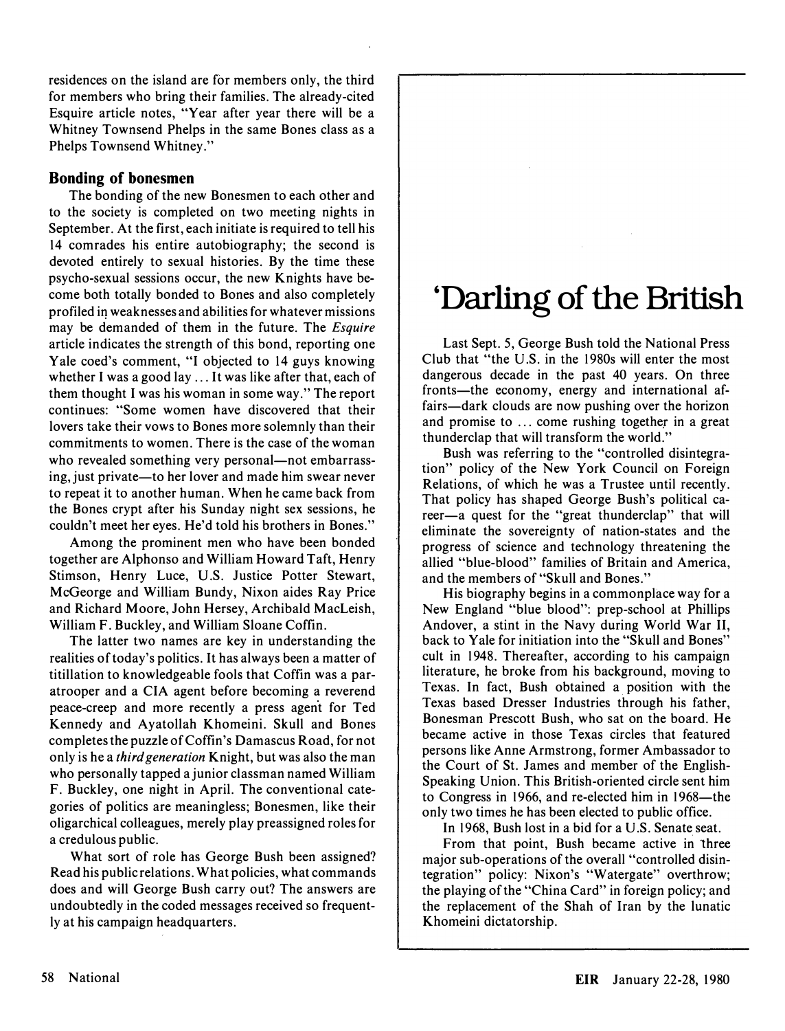residences on the island are for members only, the third for members who bring their families. The already-cited Esquire article notes, "Year after year there will be a Whitney Townsend Phelps in the same Bones class as a Phelps Townsend Whitney."

### Bonding of bonesmen

The bonding of the new Bonesmen to each other and to the society is completed on two meeting nights in September. At the first, each initiate is required to tell his 14 comrades his entire autobiography; the second is devoted entirely to sexual histories. By the time these psycho-sexual sessions occur, the new Knights have become both totally bonded to Bones and also completely profiled in weaknesses and abilities for whatever missions may be demanded of them in the future. The *Esquire* article indicates the strength of this bond, reporting one Yale coed's comment, "I objected to 14 guys knowing whether I was a good lay ... It was like after that, each of them thought I was his woman in some way." The report continues: "Some women have discovered that their lovers take their vows to Bones more solemnly than their commitments to women. There is the case of the woman who revealed something very personal—not embarrassing, just private—to her lover and made him swear never to repeat it to another human. When he came back from the Bones crypt after his Sunday night sex sessions, he couldn't meet her eyes. He'd told his brothers in Bones."

Among the prominent men who have been bonded together are Alphonso and William Howard Taft, Henry Stimson, Henry Luce, U.S. Justice Potter Stewart, McGeorge and William Bundy, Nixon aides Ray Price and Richard Moore, John Hersey, Archibald MacLeish, William F. Buckley, and William Sloane Coffin.

The latter two names are key in understanding the realities of today's politics. It has always been a matter of titillation to knowledgeable fools that Coffin was a paratrooper and a CIA agent before becoming a reverend peace-creep and more recently a press agent for Ted Kennedy and Ayatollah Khomeini. Skull and Bones completes the puzzle of Coffin's Damascus Road, for not only is he a *third generation* Knight, but was also the man who personally tapped a junior classman named William F. Buckley, one night in April. The conventional categories of politics are meaningless; Bonesmen, like their oligarchical colleagues, merely play preassigned roles for a credulous public.

What sort of role has George Bush been assigned? Read his public relations. What policies, what commands does and will George Bush carry out? The answers are undoubtedly in the coded messages received so frequently at his campaign headquarters.

## 'Darling of the British

Last Sept. 5, George Bush told the National Press Club that "the U.S. in the 1980s will enter the most dangerous decade in the past 40 years. On three fronts—the economy, energy and international affairs—dark clouds are now pushing over the horizon and promise to ... come rushing together in a great thunderclap that will transform the world."

Bush was referring to the "controlled disintegration" policy of the New York Council on Foreign Relations, of which he was a Trustee until recently. That policy has shaped George Bush's political career—a quest for the "great thunderclap" that will eliminate the sovereignty of nation-states and the progress of science and technology threatening the allied "blue-blood" families of Britain and America, and the members of "Skull and Bones."

His biography begins in a commonplace way for a New England "blue blood": prep-school at Phillips Andover, a stint in the Navy during World War II, back to Yale for initiation into the "Skull and Bones" cult in 1948. Thereafter, according to his campaign literature, he broke from his background, moving to Texas. In fact, Bush obtained a position with the Texas based Dresser Industries through his father, Bonesman Prescott Bush, who sat on the board. He became active in those Texas circles that featured persons like Anne Armstrong, former Ambassador to the Court of St. James and member of the English-Speaking Union. This British-oriented circle sent him to Congress in 1966, and re-elected him in 1968—the only two times he has been elected to public office.

In 1968, Bush lost in a bid for a U.S. Senate seat.

From that point, Bush became active in three major sub-operations of the overall "controlled disintegration" policy: Nixon's "Watergate" overthrow; the playing of the "China Card" in foreign policy; and the replacement of the Shah of Iran by the lunatic Khomeini dictatorship.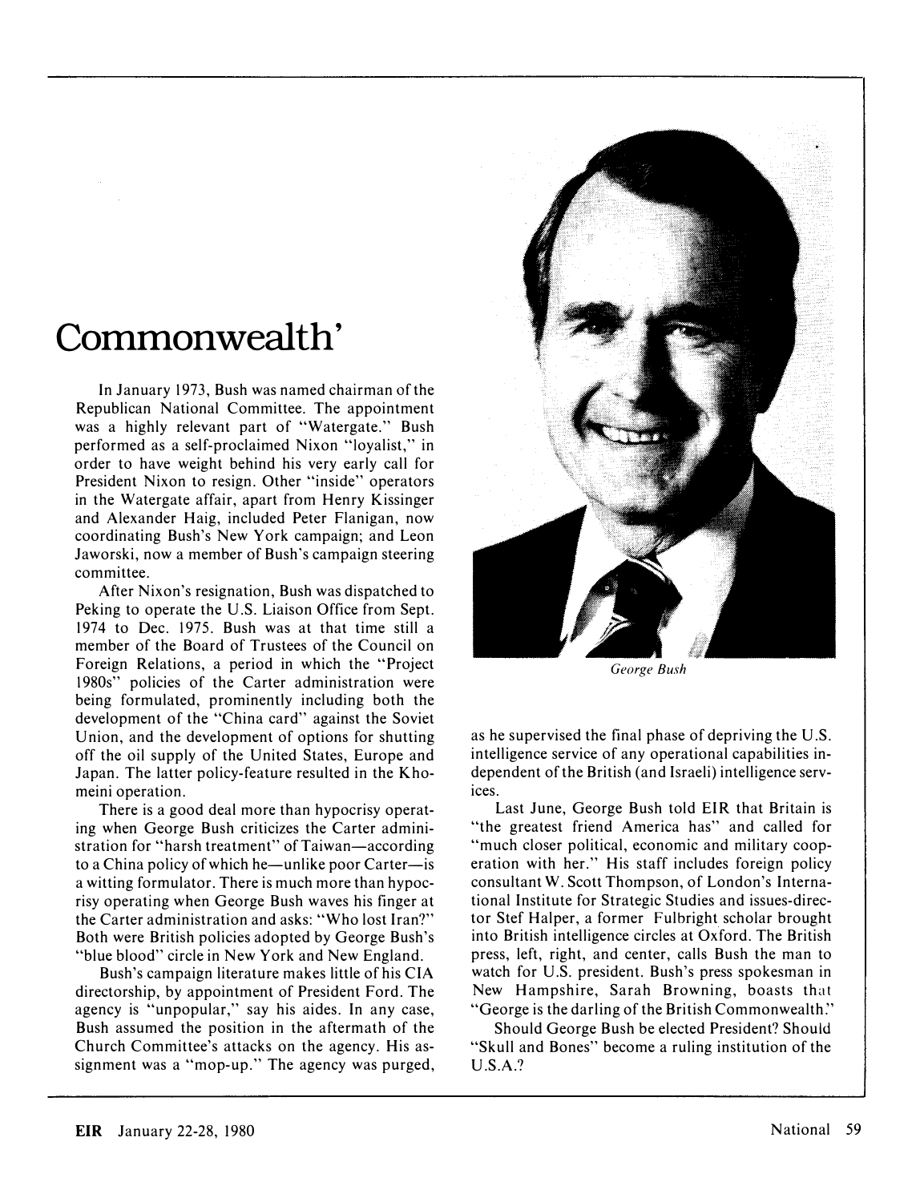# Commonwealth'

In January 1973, Bush was named chairman of the Republican National Committee. The appointment was a highly relevant part of "Watergate." Bush performed as a self-proclaimed Nixon "loyalist," in order to have weight behind his very early call for President Nixon to resign. Other "inside" operators in the Watergate affair, apart from Henry Kissinger and Alexander Haig, included Peter Flanigan, now coordinating Bush's New York campaign; and Leon Jaworski, now a member of Bush's campaign steering committee.

After Nixon's resignation, Bush was dispatched to Peking to operate the U.S. Liaison Office from Sept. 1974 to Dec. 1975. Bush was at that time still a member of the Board of Trustees of the Council on Foreign Relations, a period in which the "Project 1980s" policies of the Carter administration were being formulated, prominently including both the development of the "China card" against the Soviet Union, and the development of options for shutting off the oil supply of the United States, Europe and Japan. The latter policy-feature resulted in the Khomeini operation.

There is a good deal more than hypocrisy operating when George Bush criticizes the Carter administration for "harsh treatment" of Taiwan—according to a China policy of which he—unlike poor Carter—is a witting formulator. There is much more than hypocrisy operating when George Bush waves his finger at the Carter administration and asks: "Who lost Iran?" Both were British policies adopted by George Bush's "blue blood" circle in New York and New England.

Bush's campaign literature makes little of his CIA directorship, by appointment of President Ford. The agency is "unpopular," say his aides. In any case, Bush assumed the position in the aftermath of the Church Committee's attacks on the agency. His assignment was a "mop-up." The agency was purged, as he supervised the final phase of depriving the U.S. intelligence service of any operational capabilities independent of the British (and Israeli) intelligence services.

*George Bush*

Last June, George Bush told EIR that Britain is "the greatest friend America has" and called for "much closer political, economic and military cooperation with her." His staff includes foreign policy consultant W. Scott Thompson, of London's International Institute for Strategic Studies and issues-director Stef Halper, a former Fulbright scholar brought into British intelligence circles at Oxford. The British press, left, right, and center, calls Bush the man to watch for U.S. president. Bush's press spokesman in New Hampshire, Sarah Browning, boasts that "George is the darling of the British Commonwealth."

Should George Bush be elected President? Should "Skull and Bones" become a ruling institution of the U.S.A.?